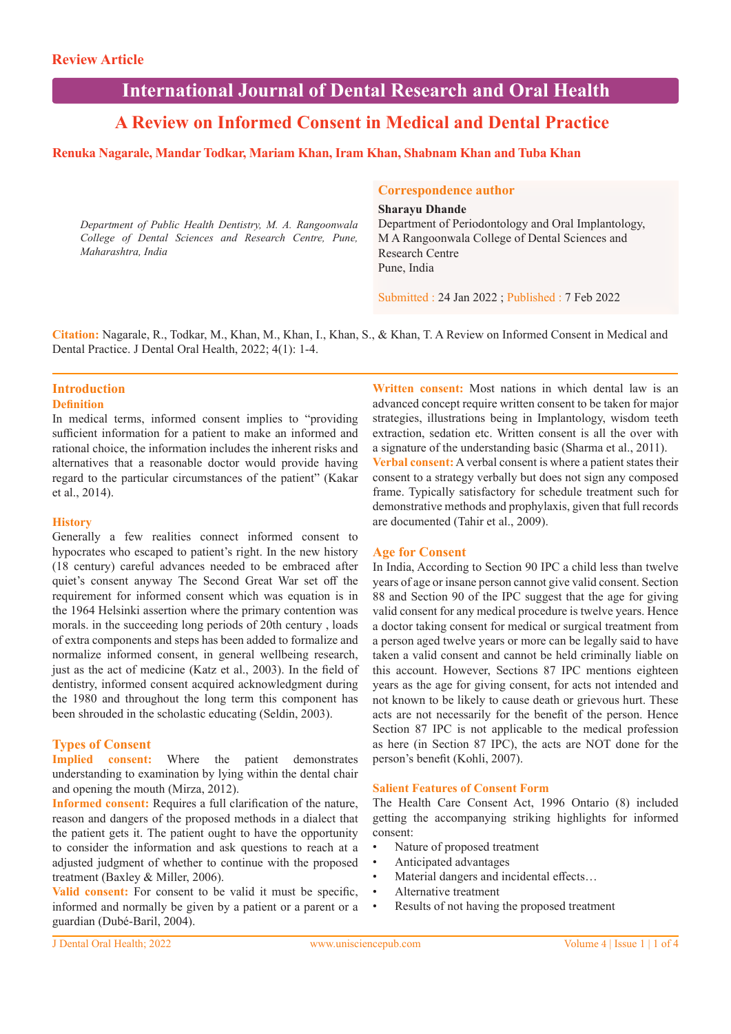Review Article

# A Review on Informed Consent in Medical and Dental Practice

**Renuka Nagarale, Mandar Todkar, Mariam Khan, Iram Khan, Shabnam Khan and Tuba Khan**

*Department of Public Health Dentistry, M. A. Rangoonwala College of Dental Sciences and Research Centre, Pune, Maharashtra, India*

**Correspondence author**

**Sharayu Dhande**
Department of Periodontology and Oral Implantology, M A Rangoonwala College of Dental Sciences and Research Centre
Pune, India

Submitted : 24 Jan 2022 ; Published : 7 Feb 2022

**Citation:** Nagarale, R., Todkar, M., Khan, M., Khan, I., Khan, S., & Khan, T. A Review on Informed Consent in Medical and Dental Practice. J Dental Oral Health, 2022; 4(1): 1-4.

## Introduction

### Definition

In medical terms, informed consent implies to "providing sufficient information for a patient to make an informed and rational choice, the information includes the inherent risks and alternatives that a reasonable doctor would provide having regard to the particular circumstances of the patient" (Kakar et al., 2014).

### History

Generally a few realities connect informed consent to hypocrates who escaped to patient's right. In the new history (18 century) careful advances needed to be embraced after quiet's consent anyway The Second Great War set off the requirement for informed consent which was equation is in the 1964 Helsinki assertion where the primary contention was morals. in the succeeding long periods of 20th century , loads of extra components and steps has been added to formalize and normalize informed consent, in general wellbeing research, just as the act of medicine (Katz et al., 2003). In the field of dentistry, informed consent acquired acknowledgment during the 1980 and throughout the long term this component has been shrouded in the scholastic educating (Seldin, 2003).

## Types of Consent

**Implied consent:** Where the patient demonstrates understanding to examination by lying within the dental chair and opening the mouth (Mirza, 2012).

**Informed consent:** Requires a full clarification of the nature, reason and dangers of the proposed methods in a dialect that the patient gets it. The patient ought to have the opportunity to consider the information and ask questions to reach at a adjusted judgment of whether to continue with the proposed treatment (Baxley & Miller, 2006).

**Valid consent:** For consent to be valid it must be specific, informed and normally be given by a patient or a parent or a guardian (Dubé-Baril, 2004).

**Written consent:** Most nations in which dental law is an advanced concept require written consent to be taken for major strategies, illustrations being in Implantology, wisdom teeth extraction, sedation etc. Written consent is all the over with a signature of the understanding basic (Sharma et al., 2011).

**Verbal consent:** A verbal consent is where a patient states their consent to a strategy verbally but does not sign any composed frame. Typically satisfactory for schedule treatment such for demonstrative methods and prophylaxis, given that full records are documented (Tahir et al., 2009).

## Age for Consent

In India, According to Section 90 IPC a child less than twelve years of age or insane person cannot give valid consent. Section 88 and Section 90 of the IPC suggest that the age for giving valid consent for any medical procedure is twelve years. Hence a doctor taking consent for medical or surgical treatment from a person aged twelve years or more can be legally said to have taken a valid consent and cannot be held criminally liable on this account. However, Sections 87 IPC mentions eighteen years as the age for giving consent, for acts not intended and not known to be likely to cause death or grievous hurt. These acts are not necessarily for the benefit of the person. Hence Section 87 IPC is not applicable to the medical profession as here (in Section 87 IPC), the acts are NOT done for the person's benefit (Kohli, 2007).

### Salient Features of Consent Form

The Health Care Consent Act, 1996 Ontario (8) included getting the accompanying striking highlights for informed consent:

- Nature of proposed treatment
- Anticipated advantages
- Material dangers and incidental effects…
- Alternative treatment
- Results of not having the proposed treatment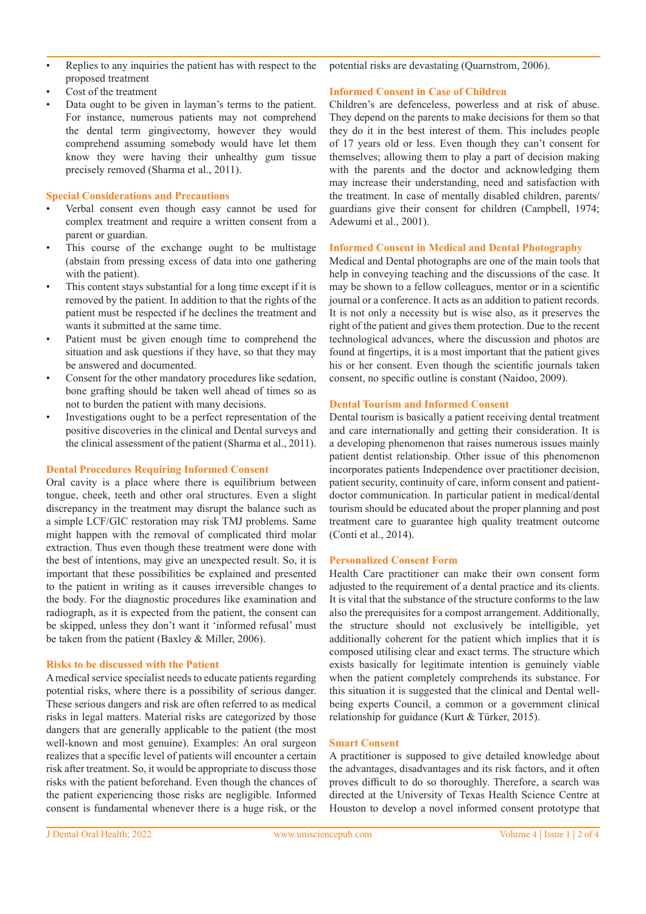- Replies to any inquiries the patient has with respect to the proposed treatment
- Cost of the treatment
- Data ought to be given in layman's terms to the patient. For instance, numerous patients may not comprehend the dental term gingivectomy, however they would comprehend assuming somebody would have let them know they were having their unhealthy gum tissue precisely removed (Sharma et al., 2011).

## Special Considerations and Precautions

- Verbal consent even though easy cannot be used for complex treatment and require a written consent from a parent or guardian.
- This course of the exchange ought to be multistage (abstain from pressing excess of data into one gathering with the patient).
- This content stays substantial for a long time except if it is removed by the patient. In addition to that the rights of the patient must be respected if he declines the treatment and wants it submitted at the same time.
- Patient must be given enough time to comprehend the situation and ask questions if they have, so that they may be answered and documented.
- Consent for the other mandatory procedures like sedation, bone grafting should be taken well ahead of times so as not to burden the patient with many decisions.
- Investigations ought to be a perfect representation of the positive discoveries in the clinical and Dental surveys and the clinical assessment of the patient (Sharma et al., 2011).

## Dental Procedures Requiring Informed Consent

Oral cavity is a place where there is equilibrium between tongue, cheek, teeth and other oral structures. Even a slight discrepancy in the treatment may disrupt the balance such as a simple LCF/GIC restoration may risk TMJ problems. Same might happen with the removal of complicated third molar extraction. Thus even though these treatment were done with the best of intentions, may give an unexpected result. So, it is important that these possibilities be explained and presented to the patient in writing as it causes irreversible changes to the body. For the diagnostic procedures like examination and radiograph, as it is expected from the patient, the consent can be skipped, unless they don't want it 'informed refusal' must be taken from the patient (Baxley & Miller, 2006).

## Risks to be discussed with the Patient

A medical service specialist needs to educate patients regarding potential risks, where there is a possibility of serious danger. These serious dangers and risk are often referred to as medical risks in legal matters. Material risks are categorized by those dangers that are generally applicable to the patient (the most well-known and most genuine). Examples: An oral surgeon realizes that a specific level of patients will encounter a certain risk after treatment. So, it would be appropriate to discuss those risks with the patient beforehand. Even though the chances of the patient experiencing those risks are negligible. Informed consent is fundamental whenever there is a huge risk, or the potential risks are devastating (Quarnstrom, 2006).

## Informed Consent in Case of Children

Children's are defenceless, powerless and at risk of abuse. They depend on the parents to make decisions for them so that they do it in the best interest of them. This includes people of 17 years old or less. Even though they can't consent for themselves; allowing them to play a part of decision making with the parents and the doctor and acknowledging them may increase their understanding, need and satisfaction with the treatment. In case of mentally disabled children, parents/guardians give their consent for children (Campbell, 1974; Adewumi et al., 2001).

## Informed Consent in Medical and Dental Photography

Medical and Dental photographs are one of the main tools that help in conveying teaching and the discussions of the case. It may be shown to a fellow colleagues, mentor or in a scientific journal or a conference. It acts as an addition to patient records. It is not only a necessity but is wise also, as it preserves the right of the patient and gives them protection. Due to the recent technological advances, where the discussion and photos are found at fingertips, it is a most important that the patient gives his or her consent. Even though the scientific journals taken consent, no specific outline is constant (Naidoo, 2009).

## Dental Tourism and Informed Consent

Dental tourism is basically a patient receiving dental treatment and care internationally and getting their consideration. It is a developing phenomenon that raises numerous issues mainly patient dentist relationship. Other issue of this phenomenon incorporates patients Independence over practitioner decision, patient security, continuity of care, inform consent and patient-doctor communication. In particular patient in medical/dental tourism should be educated about the proper planning and post treatment care to guarantee high quality treatment outcome (Conti et al., 2014).

## Personalized Consent Form

Health Care practitioner can make their own consent form adjusted to the requirement of a dental practice and its clients. It is vital that the substance of the structure conforms to the law also the prerequisites for a compost arrangement. Additionally, the structure should not exclusively be intelligible, yet additionally coherent for the patient which implies that it is composed utilising clear and exact terms. The structure which exists basically for legitimate intention is genuinely viable when the patient completely comprehends its substance. For this situation it is suggested that the clinical and Dental well-being experts Council, a common or a government clinical relationship for guidance (Kurt & Türker, 2015).

## Smart Consent

A practitioner is supposed to give detailed knowledge about the advantages, disadvantages and its risk factors, and it often proves difficult to do so thoroughly. Therefore, a search was directed at the University of Texas Health Science Centre at Houston to develop a novel informed consent prototype that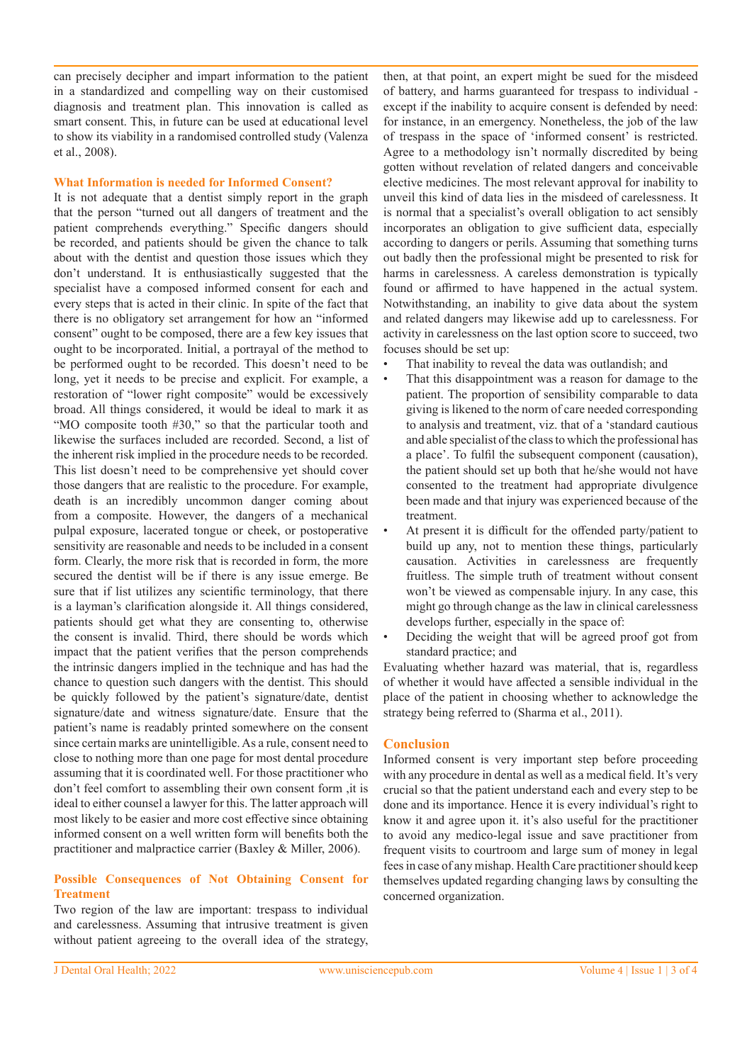can precisely decipher and impart information to the patient in a standardized and compelling way on their customised diagnosis and treatment plan. This innovation is called as smart consent. This, in future can be used at educational level to show its viability in a randomised controlled study (Valenza et al., 2008).

## What Information is needed for Informed Consent?

It is not adequate that a dentist simply report in the graph that the person "turned out all dangers of treatment and the patient comprehends everything." Specific dangers should be recorded, and patients should be given the chance to talk about with the dentist and question those issues which they don't understand. It is enthusiastically suggested that the specialist have a composed informed consent for each and every steps that is acted in their clinic. In spite of the fact that there is no obligatory set arrangement for how an "informed consent" ought to be composed, there are a few key issues that ought to be incorporated. Initial, a portrayal of the method to be performed ought to be recorded. This doesn't need to be long, yet it needs to be precise and explicit. For example, a restoration of "lower right composite" would be excessively broad. All things considered, it would be ideal to mark it as "MO composite tooth #30," so that the particular tooth and likewise the surfaces included are recorded. Second, a list of the inherent risk implied in the procedure needs to be recorded. This list doesn't need to be comprehensive yet should cover those dangers that are realistic to the procedure. For example, death is an incredibly uncommon danger coming about from a composite. However, the dangers of a mechanical pulpal exposure, lacerated tongue or cheek, or postoperative sensitivity are reasonable and needs to be included in a consent form. Clearly, the more risk that is recorded in form, the more secured the dentist will be if there is any issue emerge. Be sure that if list utilizes any scientific terminology, that there is a layman's clarification alongside it. All things considered, patients should get what they are consenting to, otherwise the consent is invalid. Third, there should be words which impact that the patient verifies that the person comprehends the intrinsic dangers implied in the technique and has had the chance to question such dangers with the dentist. This should be quickly followed by the patient's signature/date, dentist signature/date and witness signature/date. Ensure that the patient's name is readably printed somewhere on the consent since certain marks are unintelligible. As a rule, consent need to close to nothing more than one page for most dental procedure assuming that it is coordinated well. For those practitioner who don't feel comfort to assembling their own consent form ,it is ideal to either counsel a lawyer for this. The latter approach will most likely to be easier and more cost effective since obtaining informed consent on a well written form will benefits both the practitioner and malpractice carrier (Baxley & Miller, 2006).

## Possible Consequences of Not Obtaining Consent for Treatment

Two region of the law are important: trespass to individual and carelessness. Assuming that intrusive treatment is given without patient agreeing to the overall idea of the strategy, then, at that point, an expert might be sued for the misdeed of battery, and harms guaranteed for trespass to individual - except if the inability to acquire consent is defended by need: for instance, in an emergency. Nonetheless, the job of the law of trespass in the space of 'informed consent' is restricted. Agree to a methodology isn't normally discredited by being gotten without revelation of related dangers and conceivable elective medicines. The most relevant approval for inability to unveil this kind of data lies in the misdeed of carelessness. It is normal that a specialist's overall obligation to act sensibly incorporates an obligation to give sufficient data, especially according to dangers or perils. Assuming that something turns out badly then the professional might be presented to risk for harms in carelessness. A careless demonstration is typically found or affirmed to have happened in the actual system. Notwithstanding, an inability to give data about the system and related dangers may likewise add up to carelessness. For activity in carelessness on the last option score to succeed, two focuses should be set up:

- That inability to reveal the data was outlandish; and
- That this disappointment was a reason for damage to the patient. The proportion of sensibility comparable to data giving is likened to the norm of care needed corresponding to analysis and treatment, viz. that of a 'standard cautious and able specialist of the class to which the professional has a place'. To fulfil the subsequent component (causation), the patient should set up both that he/she would not have consented to the treatment had appropriate divulgence been made and that injury was experienced because of the treatment.
- At present it is difficult for the offended party/patient to build up any, not to mention these things, particularly causation. Activities in carelessness are frequently fruitless. The simple truth of treatment without consent won't be viewed as compensable injury. In any case, this might go through change as the law in clinical carelessness develops further, especially in the space of:
- Deciding the weight that will be agreed proof got from standard practice; and

Evaluating whether hazard was material, that is, regardless of whether it would have affected a sensible individual in the place of the patient in choosing whether to acknowledge the strategy being referred to (Sharma et al., 2011).

## Conclusion

Informed consent is very important step before proceeding with any procedure in dental as well as a medical field. It's very crucial so that the patient understand each and every step to be done and its importance. Hence it is every individual's right to know it and agree upon it. it's also useful for the practitioner to avoid any medico-legal issue and save practitioner from frequent visits to courtroom and large sum of money in legal fees in case of any mishap. Health Care practitioner should keep themselves updated regarding changing laws by consulting the concerned organization.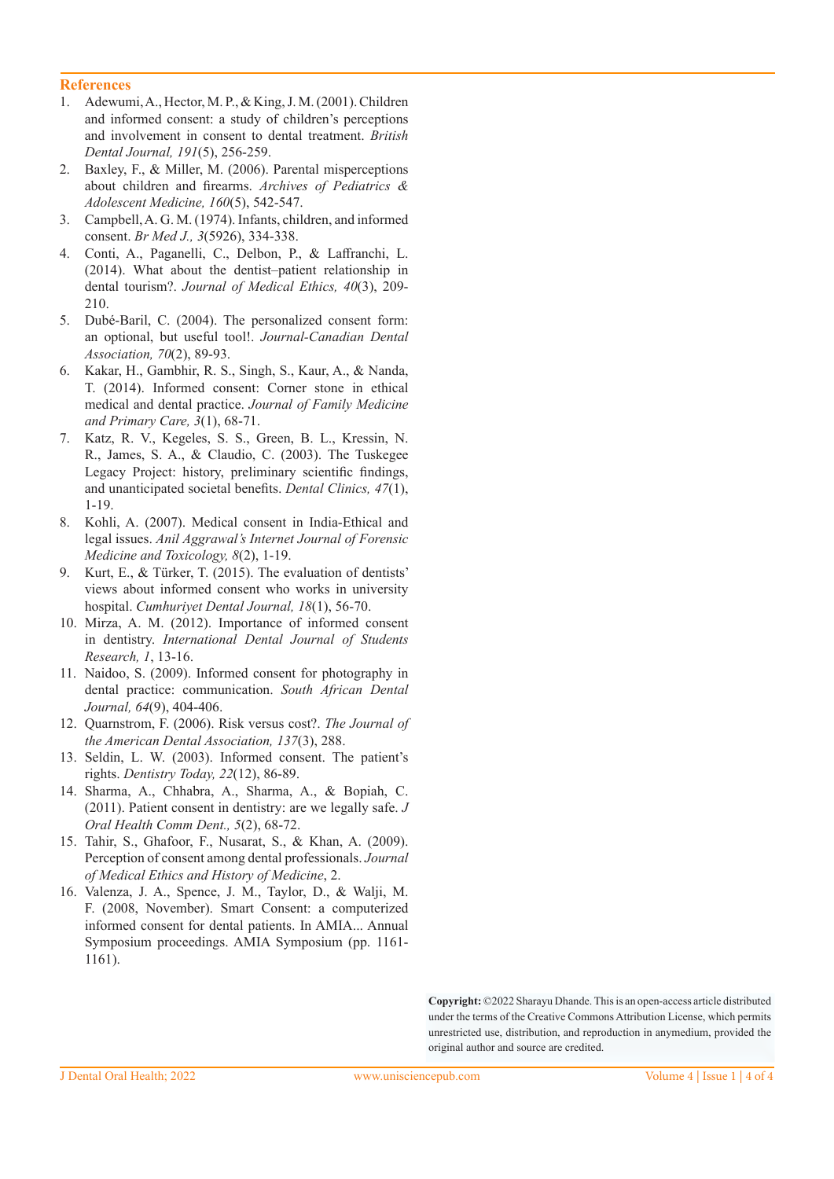## References

1. Adewumi, A., Hector, M. P., & King, J. M. (2001). Children and informed consent: a study of children's perceptions and involvement in consent to dental treatment. *British Dental Journal, 191*(5), 256-259.
2. Baxley, F., & Miller, M. (2006). Parental misperceptions about children and firearms. *Archives of Pediatrics & Adolescent Medicine, 160*(5), 542-547.
3. Campbell, A. G. M. (1974). Infants, children, and informed consent. *Br Med J., 3*(5926), 334-338.
4. Conti, A., Paganelli, C., Delbon, P., & Laffranchi, L. (2014). What about the dentist–patient relationship in dental tourism?. *Journal of Medical Ethics, 40*(3), 209-210.
5. Dubé-Baril, C. (2004). The personalized consent form: an optional, but useful tool!. *Journal-Canadian Dental Association, 70*(2), 89-93.
6. Kakar, H., Gambhir, R. S., Singh, S., Kaur, A., & Nanda, T. (2014). Informed consent: Corner stone in ethical medical and dental practice. *Journal of Family Medicine and Primary Care, 3*(1), 68-71.
7. Katz, R. V., Kegeles, S. S., Green, B. L., Kressin, N. R., James, S. A., & Claudio, C. (2003). The Tuskegee Legacy Project: history, preliminary scientific findings, and unanticipated societal benefits. *Dental Clinics, 47*(1), 1-19.
8. Kohli, A. (2007). Medical consent in India-Ethical and legal issues. *Anil Aggrawal's Internet Journal of Forensic Medicine and Toxicology, 8*(2), 1-19.
9. Kurt, E., & Türker, T. (2015). The evaluation of dentists' views about informed consent who works in university hospital. *Cumhuriyet Dental Journal, 18*(1), 56-70.
10. Mirza, A. M. (2012). Importance of informed consent in dentistry. *International Dental Journal of Students Research, 1*, 13-16.
11. Naidoo, S. (2009). Informed consent for photography in dental practice: communication. *South African Dental Journal, 64*(9), 404-406.
12. Quarnstrom, F. (2006). Risk versus cost?. *The Journal of the American Dental Association, 137*(3), 288.
13. Seldin, L. W. (2003). Informed consent. The patient's rights. *Dentistry Today, 22*(12), 86-89.
14. Sharma, A., Chhabra, A., Sharma, A., & Bopiah, C. (2011). Patient consent in dentistry: are we legally safe. *J Oral Health Comm Dent., 5*(2), 68-72.
15. Tahir, S., Ghafoor, F., Nusarat, S., & Khan, A. (2009). Perception of consent among dental professionals. *Journal of Medical Ethics and History of Medicine*, 2.
16. Valenza, J. A., Spence, J. M., Taylor, D., & Walji, M. F. (2008, November). Smart Consent: a computerized informed consent for dental patients. In AMIA... Annual Symposium proceedings. AMIA Symposium (pp. 1161-1161).

**Copyright:** ©2022 Sharayu Dhande. This is an open-access article distributed under the terms of the Creative Commons Attribution License, which permits unrestricted use, distribution, and reproduction in anymedium, provided the original author and source are credited.